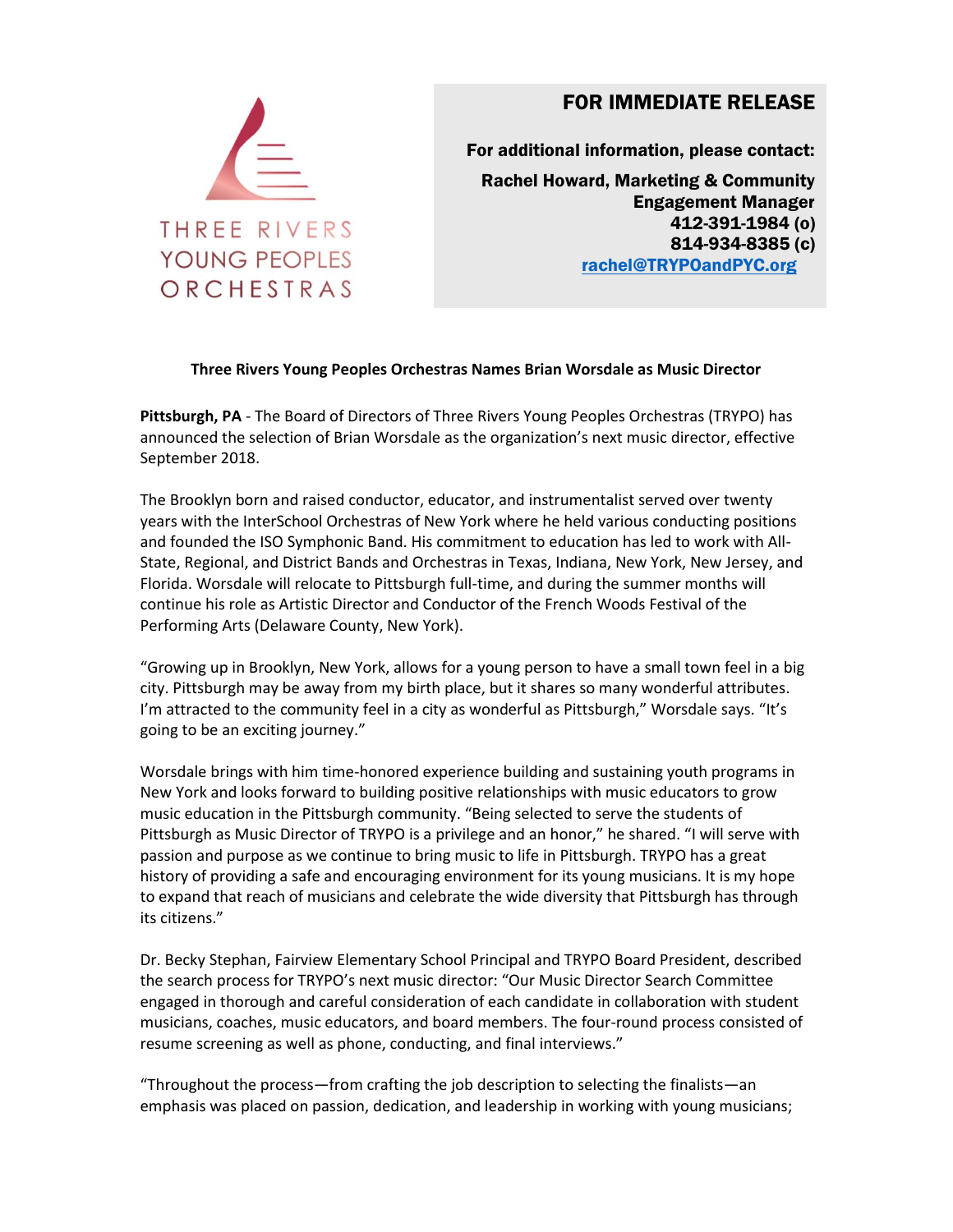THREE RIVERS YOUNG PEOPLES ORCHESTRAS

**FOR IMMEDIATE RELEASE**

**For additional information, please contact:**

**Rachel Howard, Marketing & Community Engagement Manager**
**412-391-1984 (o)**
**814-934-8385 (c)**
**rachel@TRYPOandPYC.org**

**Three Rivers Young Peoples Orchestras Names Brian Worsdale as Music Director**

**Pittsburgh, PA** - The Board of Directors of Three Rivers Young Peoples Orchestras (TRYPO) has announced the selection of Brian Worsdale as the organization's next music director, effective September 2018.

The Brooklyn born and raised conductor, educator, and instrumentalist served over twenty years with the InterSchool Orchestras of New York where he held various conducting positions and founded the ISO Symphonic Band. His commitment to education has led to work with All-State, Regional, and District Bands and Orchestras in Texas, Indiana, New York, New Jersey, and Florida. Worsdale will relocate to Pittsburgh full-time, and during the summer months will continue his role as Artistic Director and Conductor of the French Woods Festival of the Performing Arts (Delaware County, New York).

"Growing up in Brooklyn, New York, allows for a young person to have a small town feel in a big city. Pittsburgh may be away from my birth place, but it shares so many wonderful attributes. I'm attracted to the community feel in a city as wonderful as Pittsburgh," Worsdale says. "It's going to be an exciting journey."

Worsdale brings with him time-honored experience building and sustaining youth programs in New York and looks forward to building positive relationships with music educators to grow music education in the Pittsburgh community. "Being selected to serve the students of Pittsburgh as Music Director of TRYPO is a privilege and an honor," he shared. "I will serve with passion and purpose as we continue to bring music to life in Pittsburgh. TRYPO has a great history of providing a safe and encouraging environment for its young musicians. It is my hope to expand that reach of musicians and celebrate the wide diversity that Pittsburgh has through its citizens."

Dr. Becky Stephan, Fairview Elementary School Principal and TRYPO Board President, described the search process for TRYPO's next music director: "Our Music Director Search Committee engaged in thorough and careful consideration of each candidate in collaboration with student musicians, coaches, music educators, and board members. The four-round process consisted of resume screening as well as phone, conducting, and final interviews."

"Throughout the process—from crafting the job description to selecting the finalists—an emphasis was placed on passion, dedication, and leadership in working with young musicians;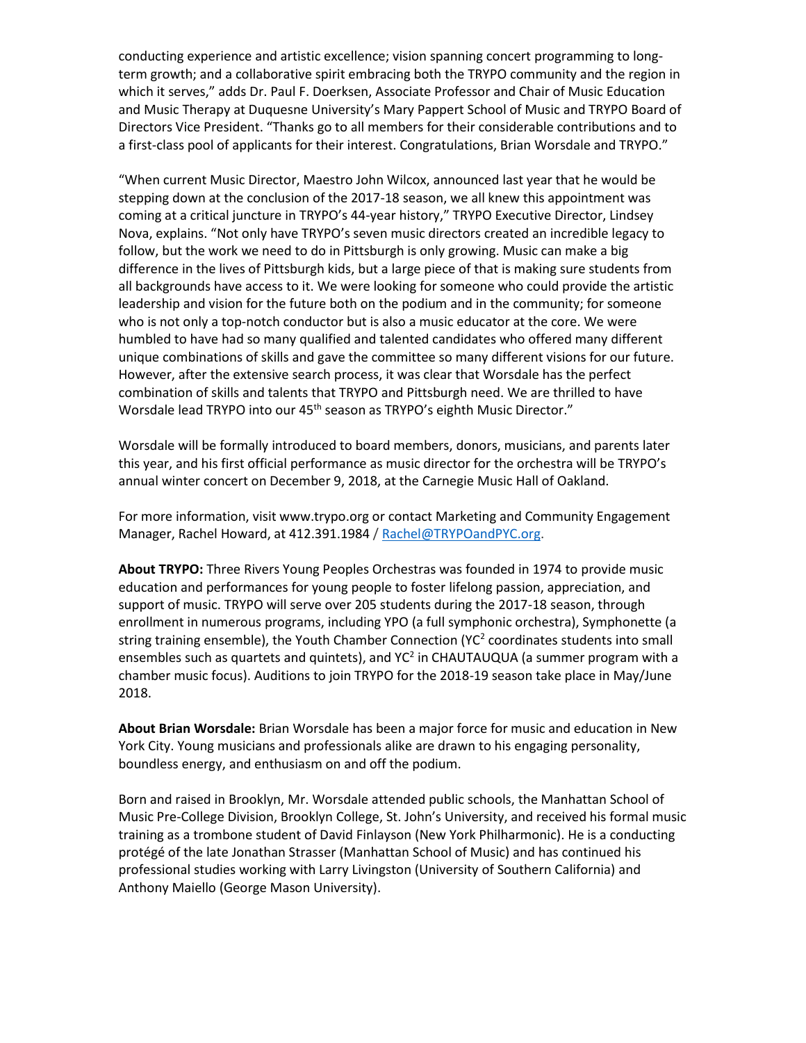conducting experience and artistic excellence; vision spanning concert programming to long-term growth; and a collaborative spirit embracing both the TRYPO community and the region in which it serves," adds Dr. Paul F. Doerksen, Associate Professor and Chair of Music Education and Music Therapy at Duquesne University's Mary Pappert School of Music and TRYPO Board of Directors Vice President. "Thanks go to all members for their considerable contributions and to a first-class pool of applicants for their interest. Congratulations, Brian Worsdale and TRYPO."

"When current Music Director, Maestro John Wilcox, announced last year that he would be stepping down at the conclusion of the 2017-18 season, we all knew this appointment was coming at a critical juncture in TRYPO's 44-year history," TRYPO Executive Director, Lindsey Nova, explains. "Not only have TRYPO's seven music directors created an incredible legacy to follow, but the work we need to do in Pittsburgh is only growing. Music can make a big difference in the lives of Pittsburgh kids, but a large piece of that is making sure students from all backgrounds have access to it. We were looking for someone who could provide the artistic leadership and vision for the future both on the podium and in the community; for someone who is not only a top-notch conductor but is also a music educator at the core. We were humbled to have had so many qualified and talented candidates who offered many different unique combinations of skills and gave the committee so many different visions for our future. However, after the extensive search process, it was clear that Worsdale has the perfect combination of skills and talents that TRYPO and Pittsburgh need. We are thrilled to have Worsdale lead TRYPO into our 45th season as TRYPO's eighth Music Director."

Worsdale will be formally introduced to board members, donors, musicians, and parents later this year, and his first official performance as music director for the orchestra will be TRYPO's annual winter concert on December 9, 2018, at the Carnegie Music Hall of Oakland.

For more information, visit www.trypo.org or contact Marketing and Community Engagement Manager, Rachel Howard, at 412.391.1984 / Rachel@TRYPOandPYC.org.

**About TRYPO:** Three Rivers Young Peoples Orchestras was founded in 1974 to provide music education and performances for young people to foster lifelong passion, appreciation, and support of music. TRYPO will serve over 205 students during the 2017-18 season, through enrollment in numerous programs, including YPO (a full symphonic orchestra), Symphonette (a string training ensemble), the Youth Chamber Connection ($YC^2$ coordinates students into small ensembles such as quartets and quintets), and $YC^2$ in CHAUTAUQUA (a summer program with a chamber music focus). Auditions to join TRYPO for the 2018-19 season take place in May/June 2018.

**About Brian Worsdale:** Brian Worsdale has been a major force for music and education in New York City. Young musicians and professionals alike are drawn to his engaging personality, boundless energy, and enthusiasm on and off the podium.

Born and raised in Brooklyn, Mr. Worsdale attended public schools, the Manhattan School of Music Pre-College Division, Brooklyn College, St. John's University, and received his formal music training as a trombone student of David Finlayson (New York Philharmonic). He is a conducting protégé of the late Jonathan Strasser (Manhattan School of Music) and has continued his professional studies working with Larry Livingston (University of Southern California) and Anthony Maiello (George Mason University).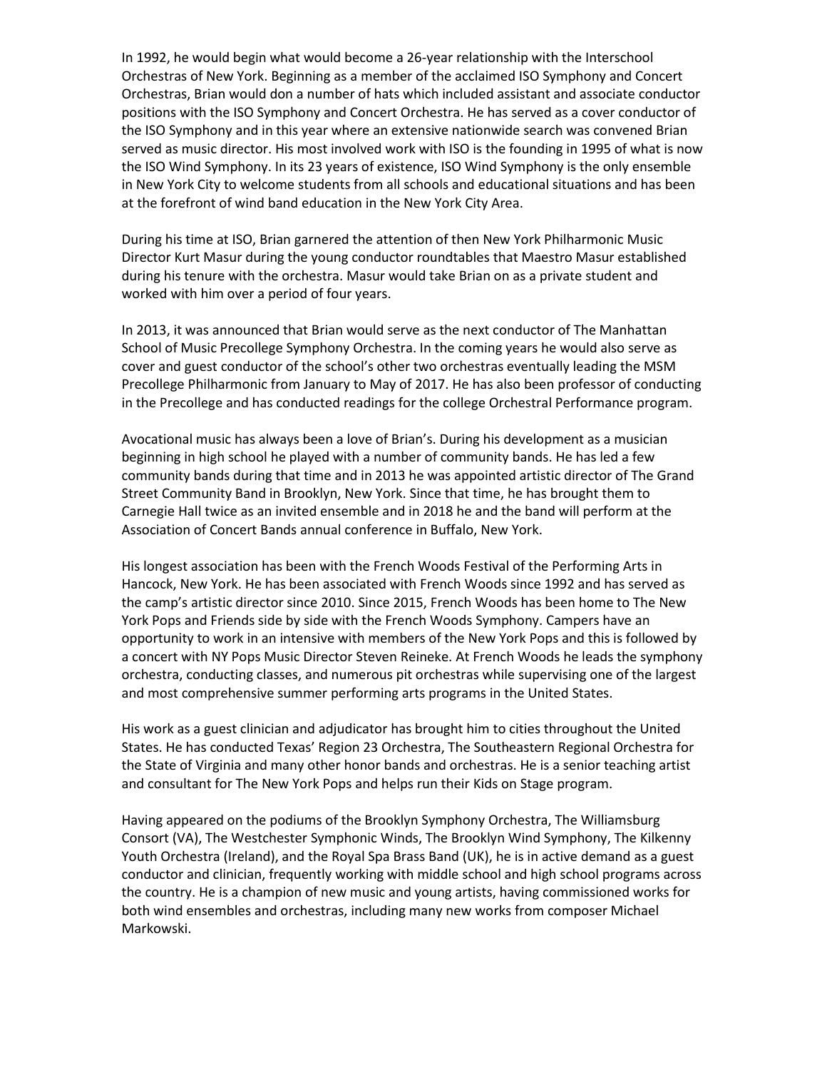In 1992, he would begin what would become a 26-year relationship with the Interschool Orchestras of New York. Beginning as a member of the acclaimed ISO Symphony and Concert Orchestras, Brian would don a number of hats which included assistant and associate conductor positions with the ISO Symphony and Concert Orchestra. He has served as a cover conductor of the ISO Symphony and in this year where an extensive nationwide search was convened Brian served as music director. His most involved work with ISO is the founding in 1995 of what is now the ISO Wind Symphony. In its 23 years of existence, ISO Wind Symphony is the only ensemble in New York City to welcome students from all schools and educational situations and has been at the forefront of wind band education in the New York City Area.

During his time at ISO, Brian garnered the attention of then New York Philharmonic Music Director Kurt Masur during the young conductor roundtables that Maestro Masur established during his tenure with the orchestra. Masur would take Brian on as a private student and worked with him over a period of four years.

In 2013, it was announced that Brian would serve as the next conductor of The Manhattan School of Music Precollege Symphony Orchestra. In the coming years he would also serve as cover and guest conductor of the school's other two orchestras eventually leading the MSM Precollege Philharmonic from January to May of 2017. He has also been professor of conducting in the Precollege and has conducted readings for the college Orchestral Performance program.

Avocational music has always been a love of Brian's. During his development as a musician beginning in high school he played with a number of community bands. He has led a few community bands during that time and in 2013 he was appointed artistic director of The Grand Street Community Band in Brooklyn, New York. Since that time, he has brought them to Carnegie Hall twice as an invited ensemble and in 2018 he and the band will perform at the Association of Concert Bands annual conference in Buffalo, New York.

His longest association has been with the French Woods Festival of the Performing Arts in Hancock, New York. He has been associated with French Woods since 1992 and has served as the camp's artistic director since 2010. Since 2015, French Woods has been home to The New York Pops and Friends side by side with the French Woods Symphony. Campers have an opportunity to work in an intensive with members of the New York Pops and this is followed by a concert with NY Pops Music Director Steven Reineke. At French Woods he leads the symphony orchestra, conducting classes, and numerous pit orchestras while supervising one of the largest and most comprehensive summer performing arts programs in the United States.

His work as a guest clinician and adjudicator has brought him to cities throughout the United States. He has conducted Texas' Region 23 Orchestra, The Southeastern Regional Orchestra for the State of Virginia and many other honor bands and orchestras. He is a senior teaching artist and consultant for The New York Pops and helps run their Kids on Stage program.

Having appeared on the podiums of the Brooklyn Symphony Orchestra, The Williamsburg Consort (VA), The Westchester Symphonic Winds, The Brooklyn Wind Symphony, The Kilkenny Youth Orchestra (Ireland), and the Royal Spa Brass Band (UK), he is in active demand as a guest conductor and clinician, frequently working with middle school and high school programs across the country. He is a champion of new music and young artists, having commissioned works for both wind ensembles and orchestras, including many new works from composer Michael Markowski.